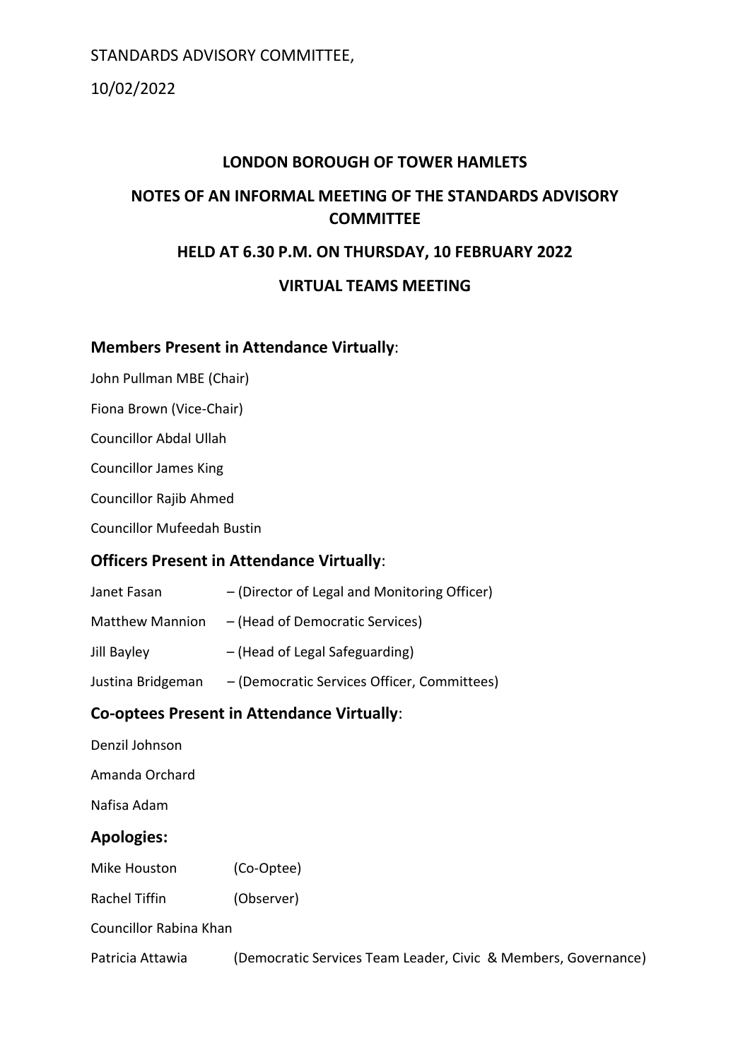STANDARDS ADVISORY COMMITTEE,

10/02/2022

# LONDON BOROUGH OF TOWER HAMLETS

## NOTES OF AN INFORMAL MEETING OF THE STANDARDS ADVISORY COMMITTEE

## HELD AT 6.30 P.M. ON THURSDAY, 10 FEBRUARY 2022

## VIRTUAL TEAMS MEETING

### Members Present in Attendance Virtually:

John Pullman MBE (Chair)

Fiona Brown (Vice-Chair)

Councillor Abdal Ullah

Councillor James King

Councillor Rajib Ahmed

Councillor Mufeedah Bustin

### Officers Present in Attendance Virtually:

Janet Fasan – (Director of Legal and Monitoring Officer)

Matthew Mannion – (Head of Democratic Services)

Jill Bayley – (Head of Legal Safeguarding)

Justina Bridgeman – (Democratic Services Officer, Committees)

### Co-optees Present in Attendance Virtually:

Denzil Johnson

Amanda Orchard

Nafisa Adam

### Apologies:

Mike Houston (Co-Optee)

Rachel Tiffin (Observer)

Councillor Rabina Khan

Patricia Attawia (Democratic Services Team Leader, Civic & Members, Governance)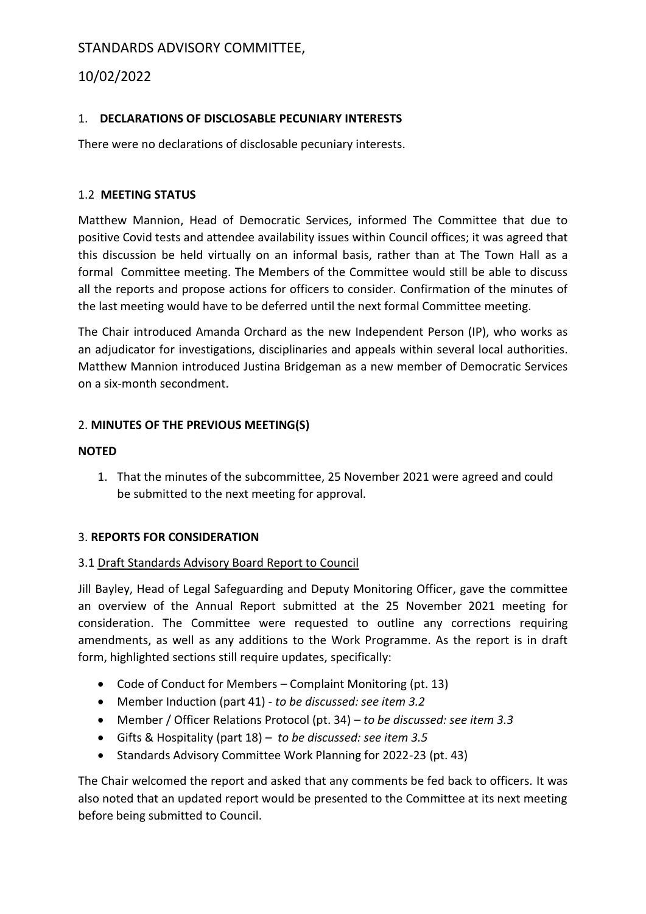STANDARDS ADVISORY COMMITTEE,

10/02/2022

## 1. **DECLARATIONS OF DISCLOSABLE PECUNIARY INTERESTS**

There were no declarations of disclosable pecuniary interests.

### 1.2 **MEETING STATUS**

Matthew Mannion, Head of Democratic Services, informed The Committee that due to positive Covid tests and attendee availability issues within Council offices; it was agreed that this discussion be held virtually on an informal basis, rather than at The Town Hall as a formal Committee meeting. The Members of the Committee would still be able to discuss all the reports and propose actions for officers to consider. Confirmation of the minutes of the last meeting would have to be deferred until the next formal Committee meeting.

The Chair introduced Amanda Orchard as the new Independent Person (IP), who works as an adjudicator for investigations, disciplinaries and appeals within several local authorities. Matthew Mannion introduced Justina Bridgeman as a new member of Democratic Services on a six-month secondment.

## 2. **MINUTES OF THE PREVIOUS MEETING(S)**

**NOTED**

1. That the minutes of the subcommittee, 25 November 2021 were agreed and could be submitted to the next meeting for approval.

## 3. **REPORTS FOR CONSIDERATION**

### 3.1 Draft Standards Advisory Board Report to Council

Jill Bayley, Head of Legal Safeguarding and Deputy Monitoring Officer, gave the committee an overview of the Annual Report submitted at the 25 November 2021 meeting for consideration. The Committee were requested to outline any corrections requiring amendments, as well as any additions to the Work Programme. As the report is in draft form, highlighted sections still require updates, specifically:

- Code of Conduct for Members – Complaint Monitoring (pt. 13)
- Member Induction (part 41) - *to be discussed: see item 3.2*
- Member / Officer Relations Protocol (pt. 34) – *to be discussed: see item 3.3*
- Gifts & Hospitality (part 18) – *to be discussed: see item 3.5*
- Standards Advisory Committee Work Planning for 2022-23 (pt. 43)

The Chair welcomed the report and asked that any comments be fed back to officers. It was also noted that an updated report would be presented to the Committee at its next meeting before being submitted to Council.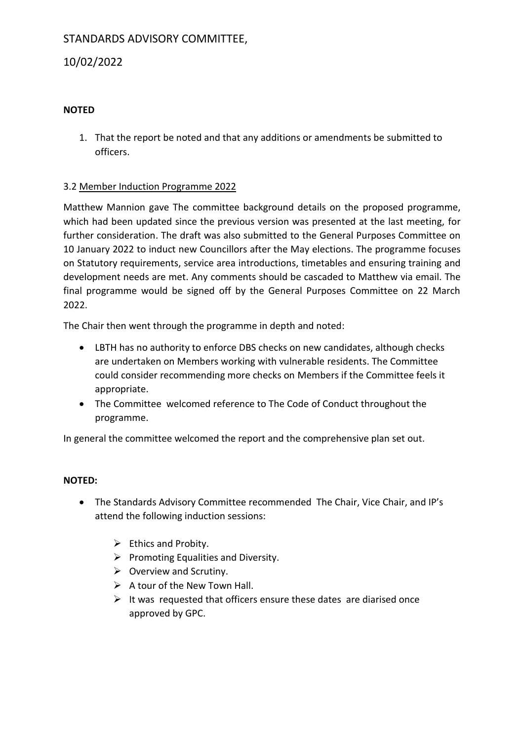STANDARDS ADVISORY COMMITTEE,

10/02/2022

**NOTED**

1. That the report be noted and that any additions or amendments be submitted to officers.

3.2 Member Induction Programme 2022

Matthew Mannion gave The committee background details on the proposed programme, which had been updated since the previous version was presented at the last meeting, for further consideration. The draft was also submitted to the General Purposes Committee on 10 January 2022 to induct new Councillors after the May elections. The programme focuses on Statutory requirements, service area introductions, timetables and ensuring training and development needs are met. Any comments should be cascaded to Matthew via email. The final programme would be signed off by the General Purposes Committee on 22 March 2022.

The Chair then went through the programme in depth and noted:

- LBTH has no authority to enforce DBS checks on new candidates, although checks are undertaken on Members working with vulnerable residents. The Committee could consider recommending more checks on Members if the Committee feels it appropriate.
- The Committee welcomed reference to The Code of Conduct throughout the programme.

In general the committee welcomed the report and the comprehensive plan set out.

**NOTED:**

- The Standards Advisory Committee recommended The Chair, Vice Chair, and IP's attend the following induction sessions:
    - Ethics and Probity.
    - Promoting Equalities and Diversity.
    - Overview and Scrutiny.
    - A tour of the New Town Hall.
    - It was requested that officers ensure these dates are diarised once approved by GPC.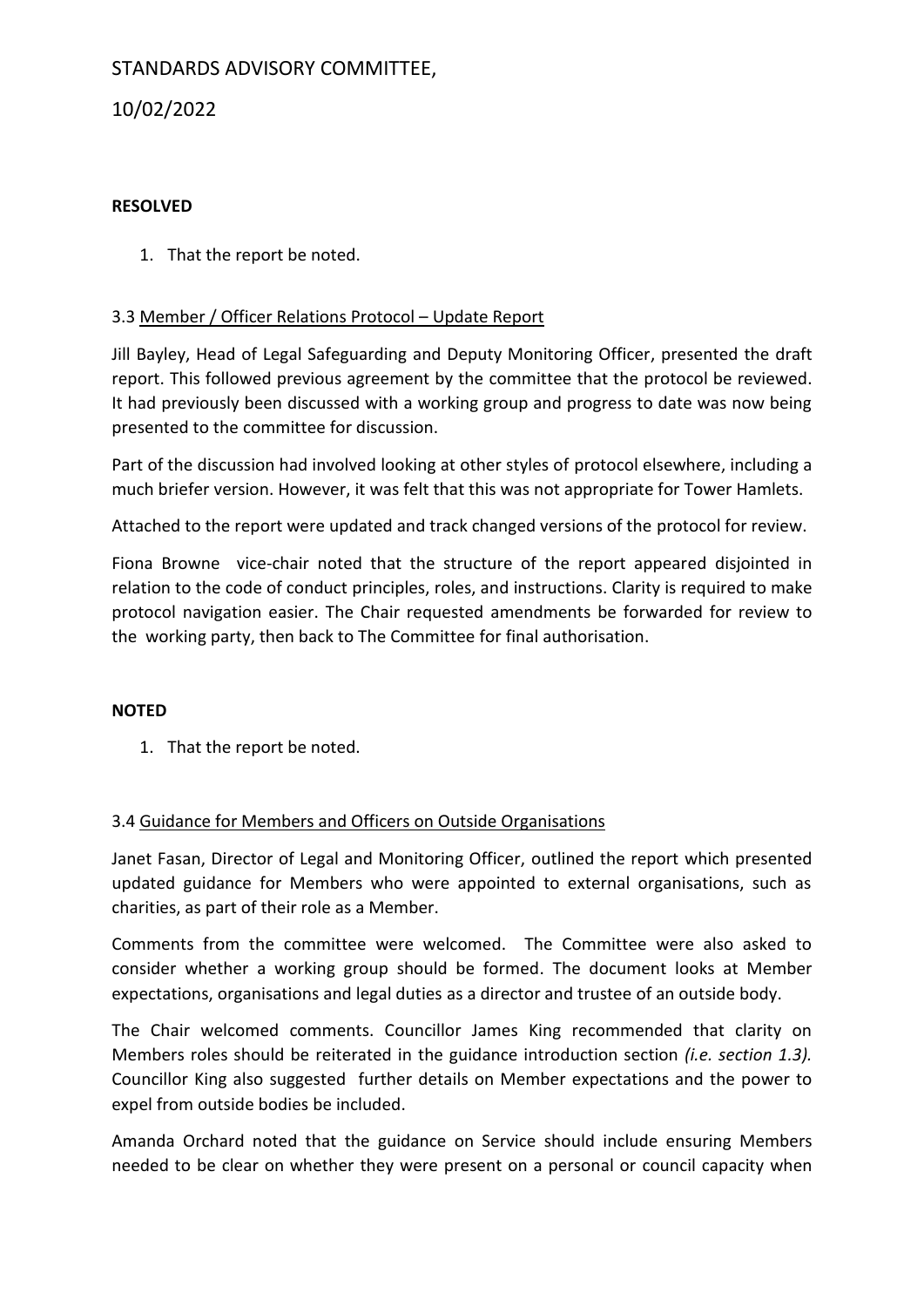**RESOLVED**

1. That the report be noted.

3.3 Member / Officer Relations Protocol – Update Report

Jill Bayley, Head of Legal Safeguarding and Deputy Monitoring Officer, presented the draft report. This followed previous agreement by the committee that the protocol be reviewed. It had previously been discussed with a working group and progress to date was now being presented to the committee for discussion.

Part of the discussion had involved looking at other styles of protocol elsewhere, including a much briefer version. However, it was felt that this was not appropriate for Tower Hamlets.

Attached to the report were updated and track changed versions of the protocol for review.

Fiona Browne vice-chair noted that the structure of the report appeared disjointed in relation to the code of conduct principles, roles, and instructions. Clarity is required to make protocol navigation easier. The Chair requested amendments be forwarded for review to the working party, then back to The Committee for final authorisation.

**NOTED**

1. That the report be noted.

3.4 Guidance for Members and Officers on Outside Organisations

Janet Fasan, Director of Legal and Monitoring Officer, outlined the report which presented updated guidance for Members who were appointed to external organisations, such as charities, as part of their role as a Member.

Comments from the committee were welcomed. The Committee were also asked to consider whether a working group should be formed. The document looks at Member expectations, organisations and legal duties as a director and trustee of an outside body.

The Chair welcomed comments. Councillor James King recommended that clarity on Members roles should be reiterated in the guidance introduction section *(i.e. section 1.3).* Councillor King also suggested further details on Member expectations and the power to expel from outside bodies be included.

Amanda Orchard noted that the guidance on Service should include ensuring Members needed to be clear on whether they were present on a personal or council capacity when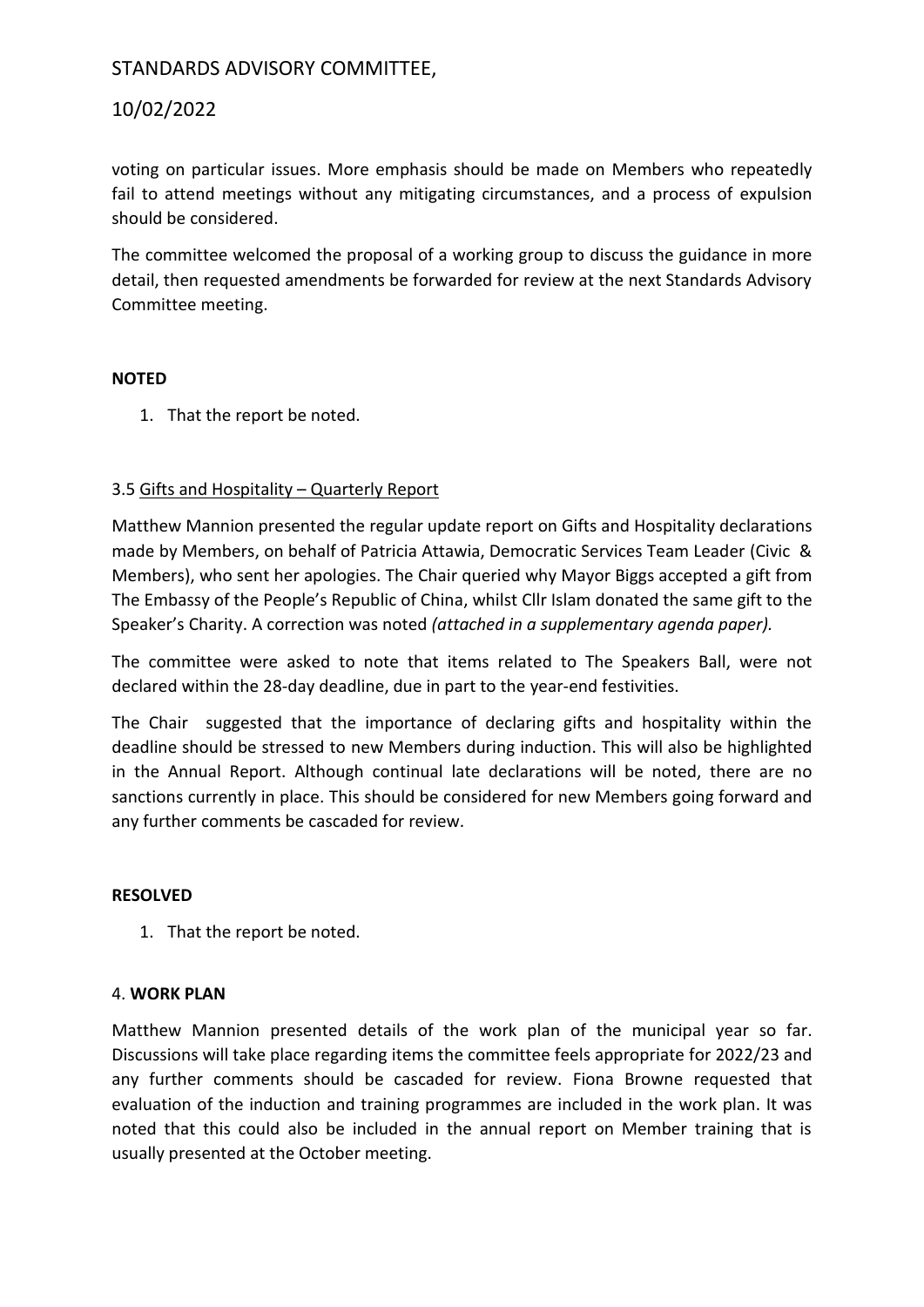voting on particular issues. More emphasis should be made on Members who repeatedly fail to attend meetings without any mitigating circumstances, and a process of expulsion should be considered.

The committee welcomed the proposal of a working group to discuss the guidance in more detail, then requested amendments be forwarded for review at the next Standards Advisory Committee meeting.

**NOTED**

1. That the report be noted.

3.5 Gifts and Hospitality – Quarterly Report

Matthew Mannion presented the regular update report on Gifts and Hospitality declarations made by Members, on behalf of Patricia Attawia, Democratic Services Team Leader (Civic & Members), who sent her apologies. The Chair queried why Mayor Biggs accepted a gift from The Embassy of the People's Republic of China, whilst Cllr Islam donated the same gift to the Speaker's Charity. A correction was noted *(attached in a supplementary agenda paper).*

The committee were asked to note that items related to The Speakers Ball, were not declared within the 28-day deadline, due in part to the year-end festivities.

The Chair suggested that the importance of declaring gifts and hospitality within the deadline should be stressed to new Members during induction. This will also be highlighted in the Annual Report. Although continual late declarations will be noted, there are no sanctions currently in place. This should be considered for new Members going forward and any further comments be cascaded for review.

**RESOLVED**

1. That the report be noted.

4. **WORK PLAN**

Matthew Mannion presented details of the work plan of the municipal year so far. Discussions will take place regarding items the committee feels appropriate for 2022/23 and any further comments should be cascaded for review. Fiona Browne requested that evaluation of the induction and training programmes are included in the work plan. It was noted that this could also be included in the annual report on Member training that is usually presented at the October meeting.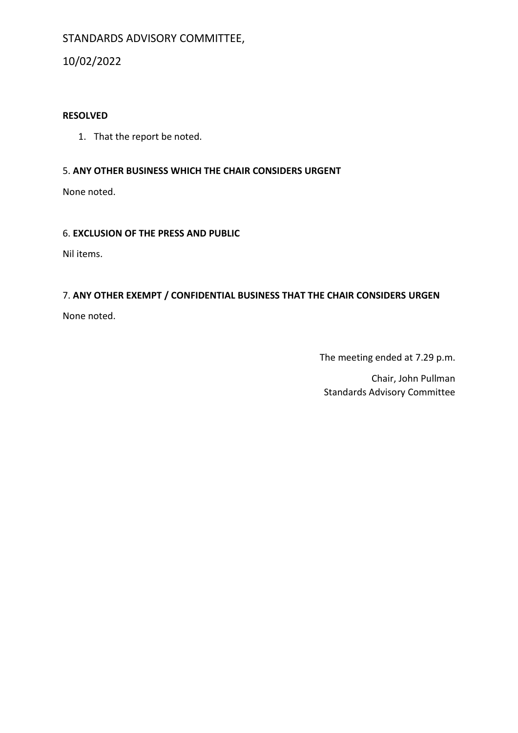**RESOLVED**

1. That the report be noted.

5. **ANY OTHER BUSINESS WHICH THE CHAIR CONSIDERS URGENT**

None noted.

6. **EXCLUSION OF THE PRESS AND PUBLIC**

Nil items.

7. **ANY OTHER EXEMPT / CONFIDENTIAL BUSINESS THAT THE CHAIR CONSIDERS URGEN**

None noted.

The meeting ended at 7.29 p.m.

Chair, John Pullman
Standards Advisory Committee